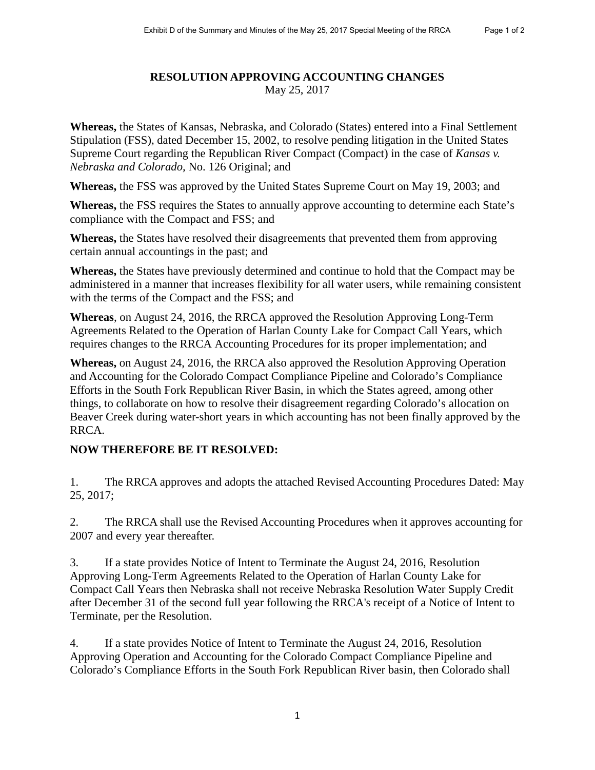# RESOLUTION APPROVING ACCOUNTING CHANGES

May 25, 2017

**Whereas,** the States of Kansas, Nebraska, and Colorado (States) entered into a Final Settlement Stipulation (FSS), dated December 15, 2002, to resolve pending litigation in the United States Supreme Court regarding the Republican River Compact (Compact) in the case of *Kansas v. Nebraska and Colorado,* No. 126 Original; and

**Whereas,** the FSS was approved by the United States Supreme Court on May 19, 2003; and

**Whereas,** the FSS requires the States to annually approve accounting to determine each State's compliance with the Compact and FSS; and

**Whereas,** the States have resolved their disagreements that prevented them from approving certain annual accountings in the past; and

**Whereas,** the States have previously determined and continue to hold that the Compact may be administered in a manner that increases flexibility for all water users, while remaining consistent with the terms of the Compact and the FSS; and

**Whereas**, on August 24, 2016, the RRCA approved the Resolution Approving Long-Term Agreements Related to the Operation of Harlan County Lake for Compact Call Years, which requires changes to the RRCA Accounting Procedures for its proper implementation; and

**Whereas,** on August 24, 2016, the RRCA also approved the Resolution Approving Operation and Accounting for the Colorado Compact Compliance Pipeline and Colorado's Compliance Efforts in the South Fork Republican River Basin, in which the States agreed, among other things, to collaborate on how to resolve their disagreement regarding Colorado's allocation on Beaver Creek during water-short years in which accounting has not been finally approved by the RRCA.

**NOW THEREFORE BE IT RESOLVED:**

1. The RRCA approves and adopts the attached Revised Accounting Procedures Dated: May 25, 2017;

2. The RRCA shall use the Revised Accounting Procedures when it approves accounting for 2007 and every year thereafter.

3. If a state provides Notice of Intent to Terminate the August 24, 2016, Resolution Approving Long-Term Agreements Related to the Operation of Harlan County Lake for Compact Call Years then Nebraska shall not receive Nebraska Resolution Water Supply Credit after December 31 of the second full year following the RRCA's receipt of a Notice of Intent to Terminate, per the Resolution.

4. If a state provides Notice of Intent to Terminate the August 24, 2016, Resolution Approving Operation and Accounting for the Colorado Compact Compliance Pipeline and Colorado's Compliance Efforts in the South Fork Republican River basin, then Colorado shall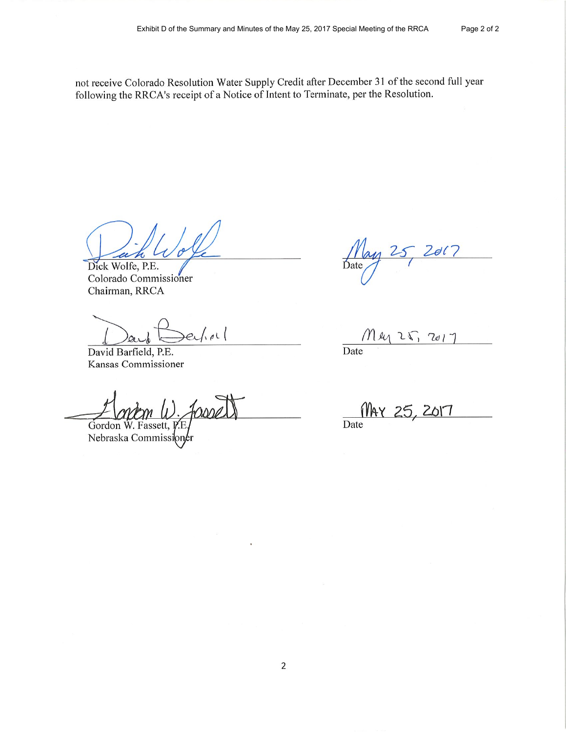not receive Colorado Resolution Water Supply Credit after December 31 of the second full year following the RRCA's receipt of a Notice of Intent to Terminate, per the Resolution.

Dick Wolfe, P.E.
Colorado Commissioner
Chairman, RRCA

May 25, 2017
Date

David Barfield, P.E.
Kansas Commissioner

May 25, 2017
Date

Gordon W. Fassett, P.E.
Nebraska Commissioner

MAY 25, 2017
Date